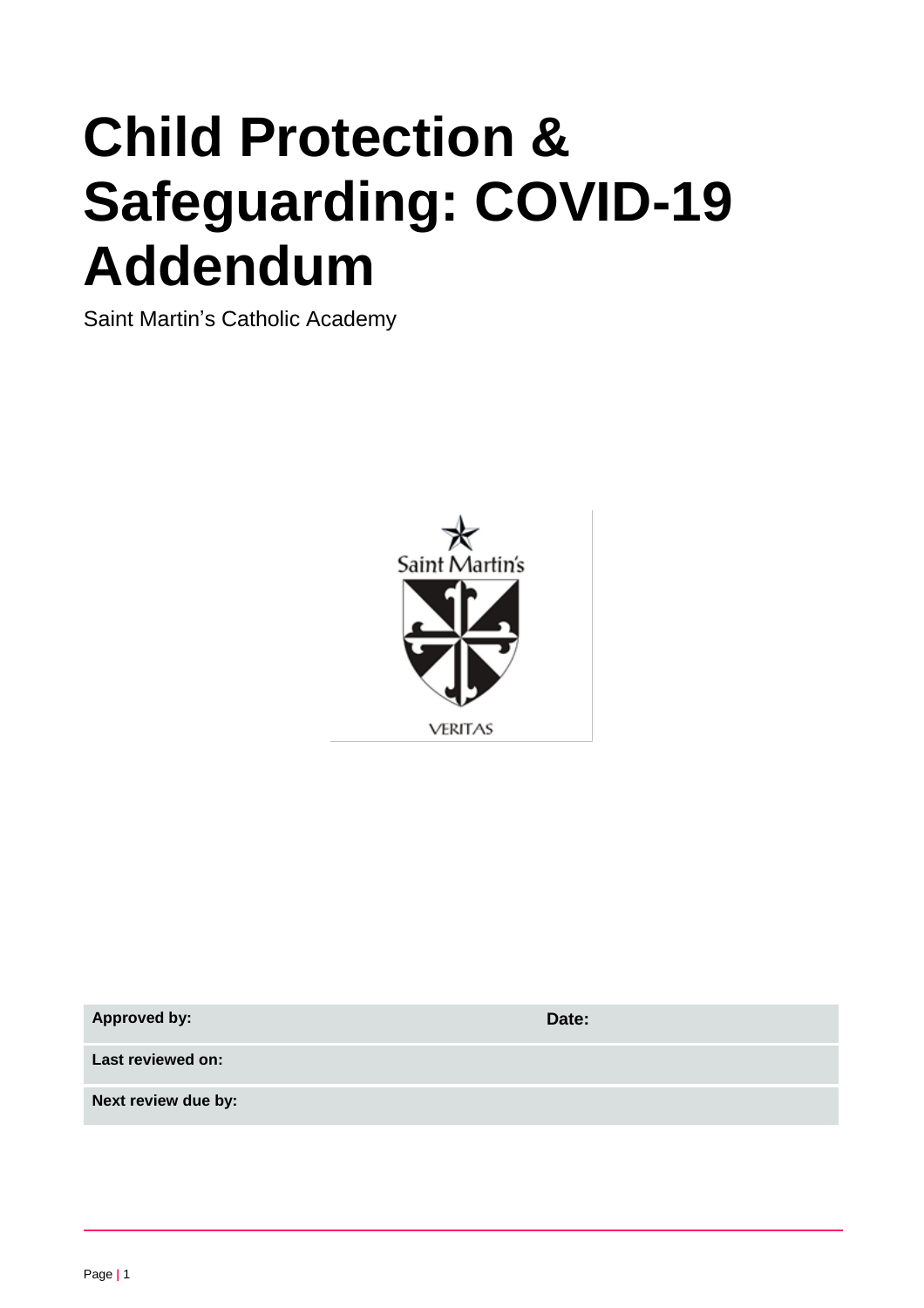# Child Protection & Safeguarding: COVID-19 Addendum

Saint Martin's Catholic Academy

| Approved by: | Date: |
|---|---|
| Last reviewed on: | |
| Next review due by: | |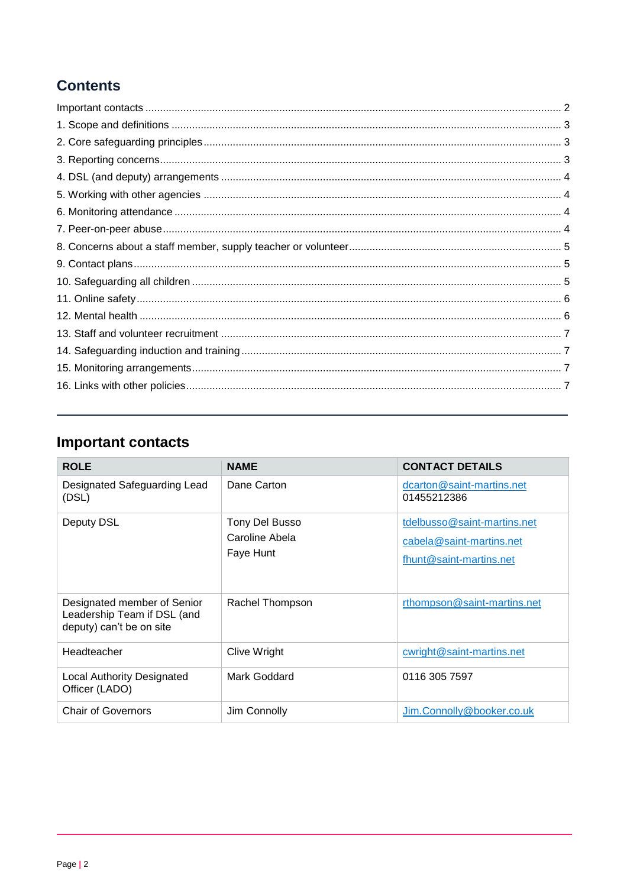## Contents

Important contacts ........................................................................................................ 2
1. Scope and definitions ................................................................................................ 3
2. Core safeguarding principles ...................................................................................... 3
3. Reporting concerns..................................................................................................... 3
4. DSL (and deputy) arrangements ................................................................................ 4
5. Working with other agencies ...................................................................................... 4
6. Monitoring attendance ................................................................................................ 4
7. Peer-on-peer abuse..................................................................................................... 4
8. Concerns about a staff member, supply teacher or volunteer..................................... 5
9. Contact plans.............................................................................................................. 5
10. Safeguarding all children .......................................................................................... 5
11. Online safety.............................................................................................................. 6
12. Mental health ............................................................................................................ 6
13. Staff and volunteer recruitment ................................................................................ 7
14. Safeguarding induction and training......................................................................... 7
15. Monitoring arrangements.......................................................................................... 7
16. Links with other policies............................................................................................ 7

---

## Important contacts

| ROLE | NAME | CONTACT DETAILS |
|---|---|---|
| Designated Safeguarding Lead (DSL) | Dane Carton | dcarton@saint-martins.net 01455212386 |
| Deputy DSL | Tony Del Busso<br>Caroline Abela<br>Faye Hunt | tdelbusso@saint-martins.net<br>cabela@saint-martins.net<br>fhunt@saint-martins.net |
| Designated member of Senior Leadership Team if DSL (and deputy) can't be on site | Rachel Thompson | rthompson@saint-martins.net |
| Headteacher | Clive Wright | cwright@saint-martins.net |
| Local Authority Designated Officer (LADO) | Mark Goddard | 0116 305 7597 |
| Chair of Governors | Jim Connolly | Jim.Connolly@booker.co.uk |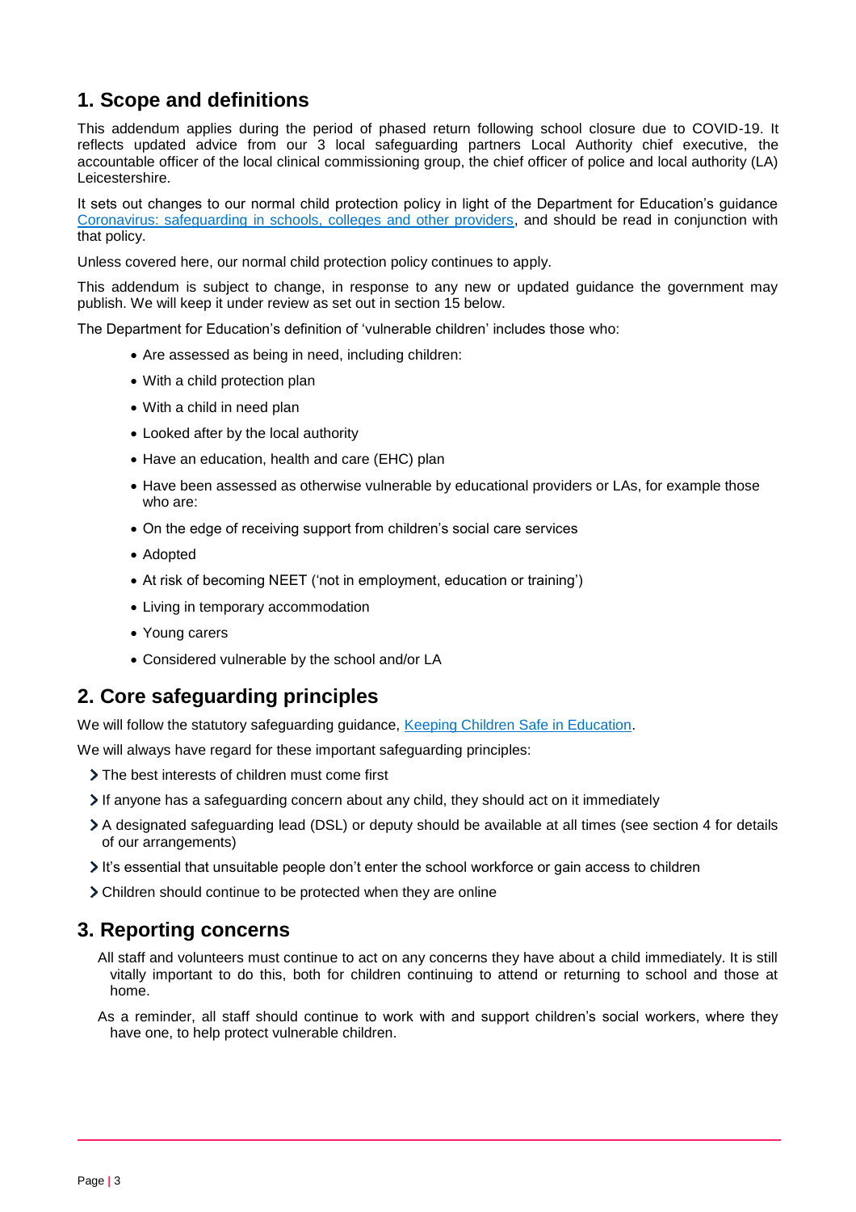## 1. Scope and definitions

This addendum applies during the period of phased return following school closure due to COVID-19. It reflects updated advice from our 3 local safeguarding partners Local Authority chief executive, the accountable officer of the local clinical commissioning group, the chief officer of police and local authority (LA) Leicestershire.

It sets out changes to our normal child protection policy in light of the Department for Education's guidance [Coronavirus: safeguarding in schools, colleges and other providers](), and should be read in conjunction with that policy.

Unless covered here, our normal child protection policy continues to apply.

This addendum is subject to change, in response to any new or updated guidance the government may publish. We will keep it under review as set out in section 15 below.

The Department for Education's definition of 'vulnerable children' includes those who:

- Are assessed as being in need, including children:
- With a child protection plan
- With a child in need plan
- Looked after by the local authority
- Have an education, health and care (EHC) plan
- Have been assessed as otherwise vulnerable by educational providers or LAs, for example those who are:
- On the edge of receiving support from children's social care services
- Adopted
- At risk of becoming NEET ('not in employment, education or training')
- Living in temporary accommodation
- Young carers
- Considered vulnerable by the school and/or LA

## 2. Core safeguarding principles

We will follow the statutory safeguarding guidance, [Keeping Children Safe in Education]().

We will always have regard for these important safeguarding principles:

- The best interests of children must come first
- If anyone has a safeguarding concern about any child, they should act on it immediately
- A designated safeguarding lead (DSL) or deputy should be available at all times (see section 4 for details of our arrangements)
- It's essential that unsuitable people don't enter the school workforce or gain access to children
- Children should continue to be protected when they are online

## 3. Reporting concerns

All staff and volunteers must continue to act on any concerns they have about a child immediately. It is still vitally important to do this, both for children continuing to attend or returning to school and those at home.

As a reminder, all staff should continue to work with and support children's social workers, where they have one, to help protect vulnerable children.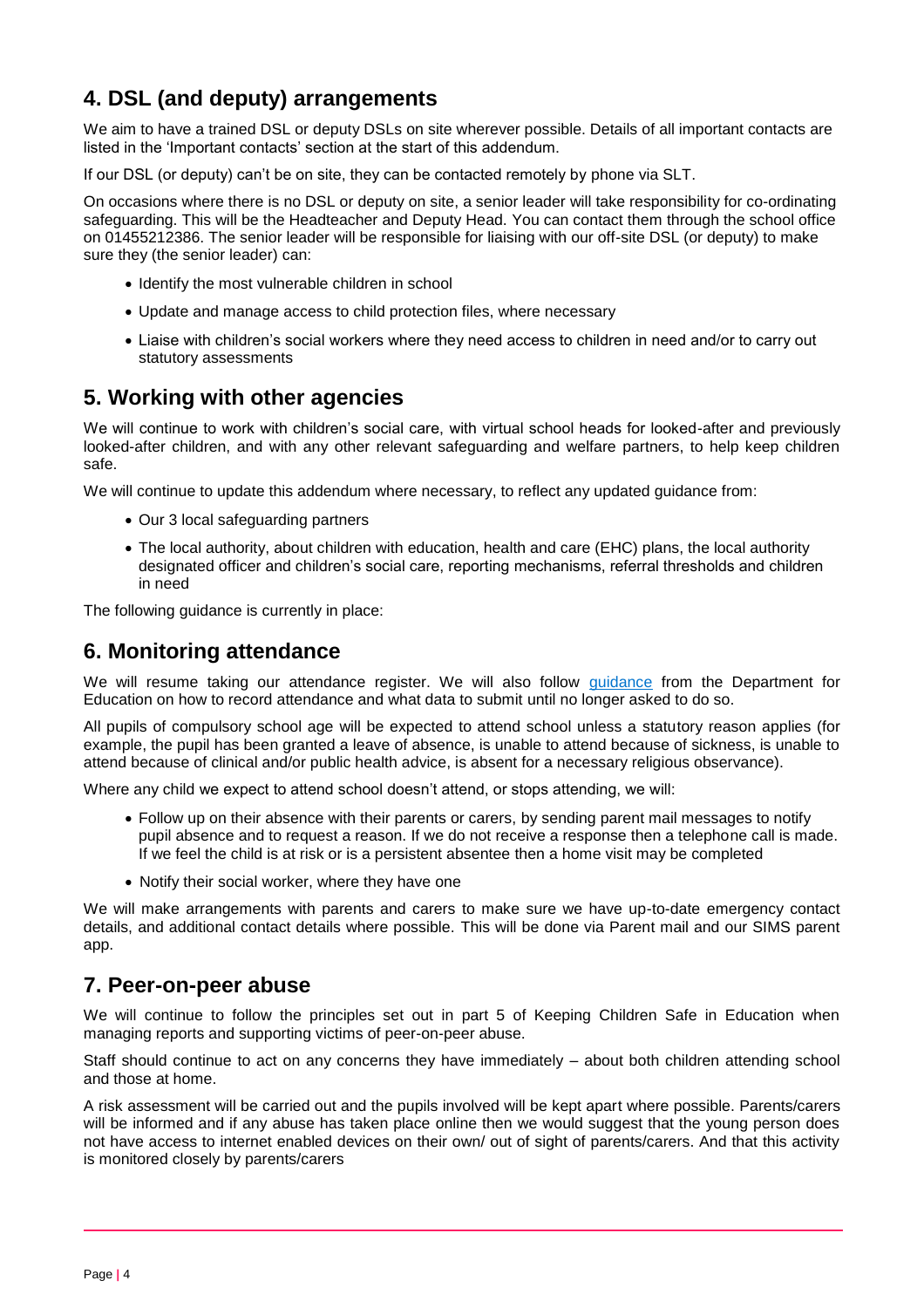## 4. DSL (and deputy) arrangements

We aim to have a trained DSL or deputy DSLs on site wherever possible. Details of all important contacts are listed in the 'Important contacts' section at the start of this addendum.

If our DSL (or deputy) can't be on site, they can be contacted remotely by phone via SLT.

On occasions where there is no DSL or deputy on site, a senior leader will take responsibility for co-ordinating safeguarding. This will be the Headteacher and Deputy Head. You can contact them through the school office on 01455212386. The senior leader will be responsible for liaising with our off-site DSL (or deputy) to make sure they (the senior leader) can:

- Identify the most vulnerable children in school
- Update and manage access to child protection files, where necessary
- Liaise with children's social workers where they need access to children in need and/or to carry out statutory assessments

## 5. Working with other agencies

We will continue to work with children's social care, with virtual school heads for looked-after and previously looked-after children, and with any other relevant safeguarding and welfare partners, to help keep children safe.

We will continue to update this addendum where necessary, to reflect any updated guidance from:

- Our 3 local safeguarding partners
- The local authority, about children with education, health and care (EHC) plans, the local authority designated officer and children's social care, reporting mechanisms, referral thresholds and children in need

The following guidance is currently in place:

## 6. Monitoring attendance

We will resume taking our attendance register. We will also follow guidance from the Department for Education on how to record attendance and what data to submit until no longer asked to do so.

All pupils of compulsory school age will be expected to attend school unless a statutory reason applies (for example, the pupil has been granted a leave of absence, is unable to attend because of sickness, is unable to attend because of clinical and/or public health advice, is absent for a necessary religious observance).

Where any child we expect to attend school doesn't attend, or stops attending, we will:

- Follow up on their absence with their parents or carers, by sending parent mail messages to notify pupil absence and to request a reason. If we do not receive a response then a telephone call is made. If we feel the child is at risk or is a persistent absentee then a home visit may be completed
- Notify their social worker, where they have one

We will make arrangements with parents and carers to make sure we have up-to-date emergency contact details, and additional contact details where possible. This will be done via Parent mail and our SIMS parent app.

## 7. Peer-on-peer abuse

We will continue to follow the principles set out in part 5 of Keeping Children Safe in Education when managing reports and supporting victims of peer-on-peer abuse.

Staff should continue to act on any concerns they have immediately – about both children attending school and those at home.

A risk assessment will be carried out and the pupils involved will be kept apart where possible. Parents/carers will be informed and if any abuse has taken place online then we would suggest that the young person does not have access to internet enabled devices on their own/ out of sight of parents/carers. And that this activity is monitored closely by parents/carers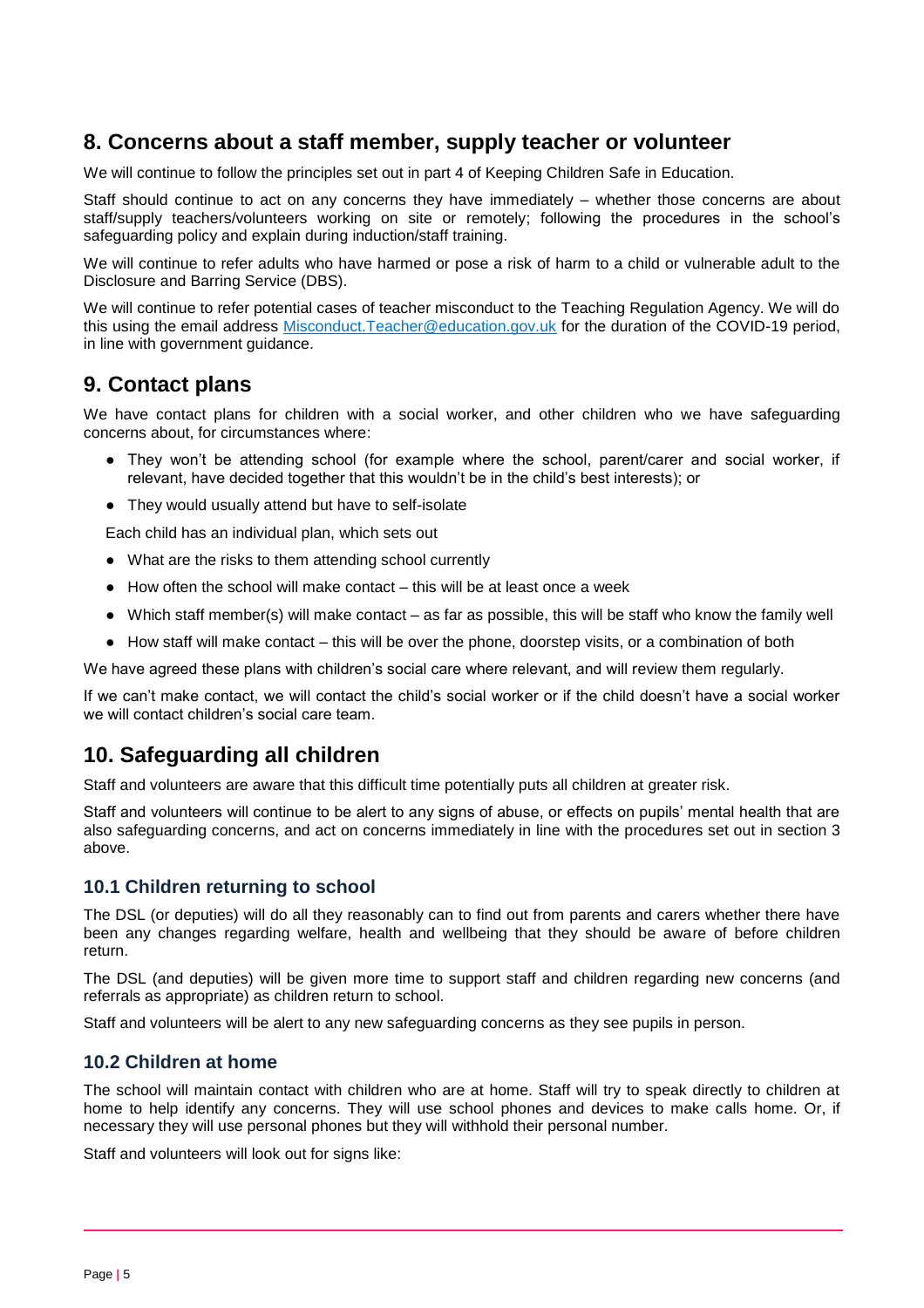## 8. Concerns about a staff member, supply teacher or volunteer

We will continue to follow the principles set out in part 4 of Keeping Children Safe in Education.

Staff should continue to act on any concerns they have immediately – whether those concerns are about staff/supply teachers/volunteers working on site or remotely; following the procedures in the school's safeguarding policy and explain during induction/staff training.

We will continue to refer adults who have harmed or pose a risk of harm to a child or vulnerable adult to the Disclosure and Barring Service (DBS).

We will continue to refer potential cases of teacher misconduct to the Teaching Regulation Agency. We will do this using the email address [Misconduct.Teacher@education.gov.uk](mailto:Misconduct.Teacher@education.gov.uk) for the duration of the COVID-19 period, in line with government guidance.

## 9. Contact plans

We have contact plans for children with a social worker, and other children who we have safeguarding concerns about, for circumstances where:

- They won't be attending school (for example where the school, parent/carer and social worker, if relevant, have decided together that this wouldn't be in the child's best interests); or
- They would usually attend but have to self-isolate

Each child has an individual plan, which sets out

- What are the risks to them attending school currently
- How often the school will make contact – this will be at least once a week
- Which staff member(s) will make contact – as far as possible, this will be staff who know the family well
- How staff will make contact – this will be over the phone, doorstep visits, or a combination of both

We have agreed these plans with children's social care where relevant, and will review them regularly.

If we can't make contact, we will contact the child's social worker or if the child doesn't have a social worker we will contact children's social care team.

## 10. Safeguarding all children

Staff and volunteers are aware that this difficult time potentially puts all children at greater risk.

Staff and volunteers will continue to be alert to any signs of abuse, or effects on pupils' mental health that are also safeguarding concerns, and act on concerns immediately in line with the procedures set out in section 3 above.

### 10.1 Children returning to school

The DSL (or deputies) will do all they reasonably can to find out from parents and carers whether there have been any changes regarding welfare, health and wellbeing that they should be aware of before children return.

The DSL (and deputies) will be given more time to support staff and children regarding new concerns (and referrals as appropriate) as children return to school.

Staff and volunteers will be alert to any new safeguarding concerns as they see pupils in person.

### 10.2 Children at home

The school will maintain contact with children who are at home. Staff will try to speak directly to children at home to help identify any concerns. They will use school phones and devices to make calls home. Or, if necessary they will use personal phones but they will withhold their personal number.

Staff and volunteers will look out for signs like: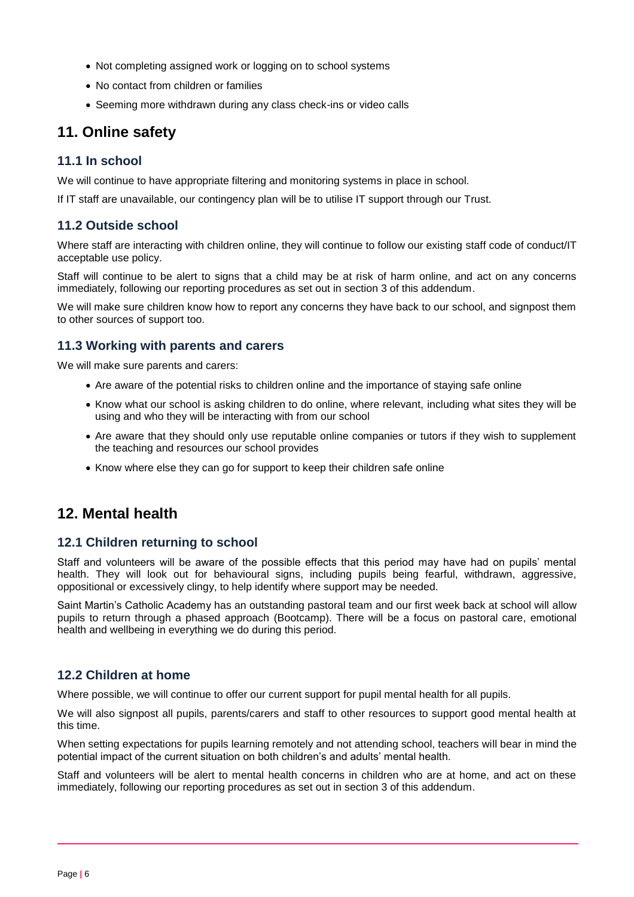- Not completing assigned work or logging on to school systems
- No contact from children or families
- Seeming more withdrawn during any class check-ins or video calls

## 11. Online safety

### 11.1 In school

We will continue to have appropriate filtering and monitoring systems in place in school.

If IT staff are unavailable, our contingency plan will be to utilise IT support through our Trust.

### 11.2 Outside school

Where staff are interacting with children online, they will continue to follow our existing staff code of conduct/IT acceptable use policy.

Staff will continue to be alert to signs that a child may be at risk of harm online, and act on any concerns immediately, following our reporting procedures as set out in section 3 of this addendum.

We will make sure children know how to report any concerns they have back to our school, and signpost them to other sources of support too.

### 11.3 Working with parents and carers

We will make sure parents and carers:

- Are aware of the potential risks to children online and the importance of staying safe online
- Know what our school is asking children to do online, where relevant, including what sites they will be using and who they will be interacting with from our school
- Are aware that they should only use reputable online companies or tutors if they wish to supplement the teaching and resources our school provides
- Know where else they can go for support to keep their children safe online

## 12. Mental health

### 12.1 Children returning to school

Staff and volunteers will be aware of the possible effects that this period may have had on pupils' mental health. They will look out for behavioural signs, including pupils being fearful, withdrawn, aggressive, oppositional or excessively clingy, to help identify where support may be needed.

Saint Martin's Catholic Academy has an outstanding pastoral team and our first week back at school will allow pupils to return through a phased approach (Bootcamp). There will be a focus on pastoral care, emotional health and wellbeing in everything we do during this period.

### 12.2 Children at home

Where possible, we will continue to offer our current support for pupil mental health for all pupils.

We will also signpost all pupils, parents/carers and staff to other resources to support good mental health at this time.

When setting expectations for pupils learning remotely and not attending school, teachers will bear in mind the potential impact of the current situation on both children's and adults' mental health.

Staff and volunteers will be alert to mental health concerns in children who are at home, and act on these immediately, following our reporting procedures as set out in section 3 of this addendum.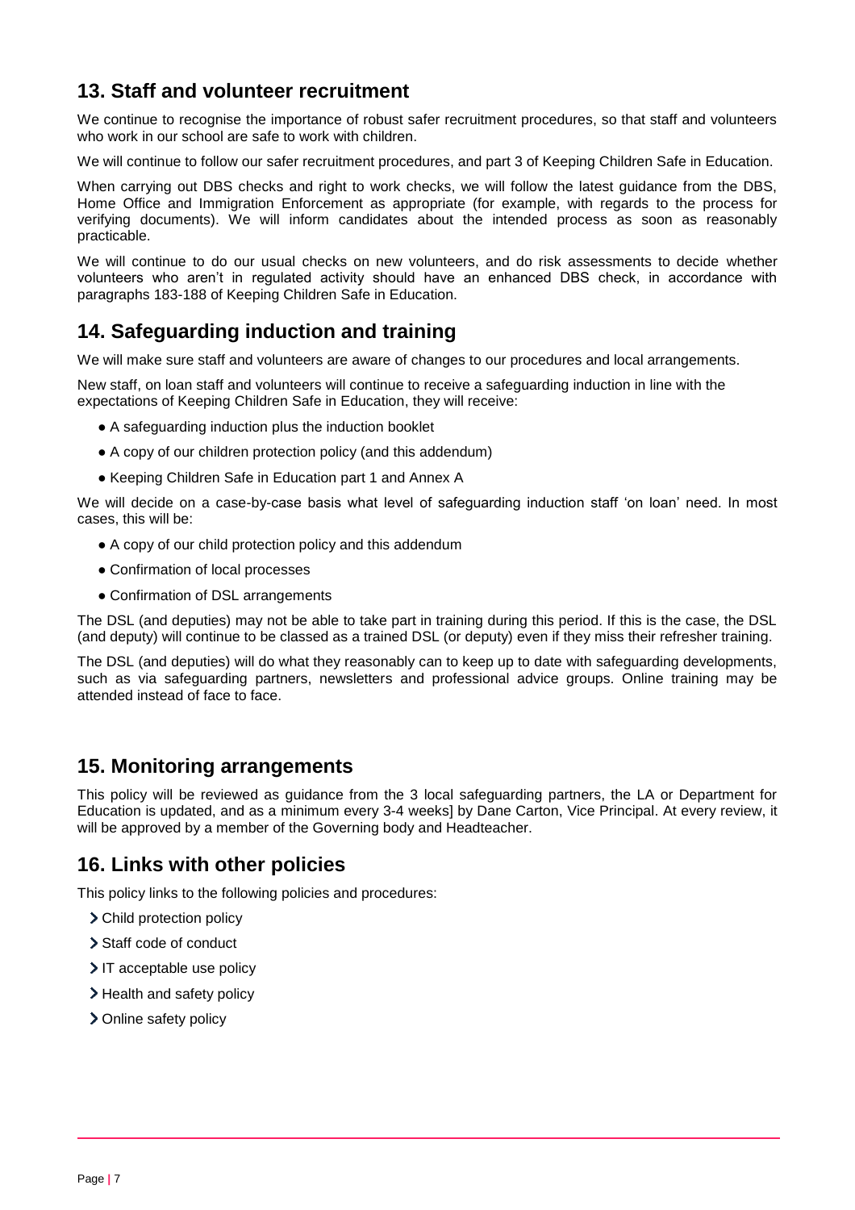## 13. Staff and volunteer recruitment

We continue to recognise the importance of robust safer recruitment procedures, so that staff and volunteers who work in our school are safe to work with children.

We will continue to follow our safer recruitment procedures, and part 3 of Keeping Children Safe in Education.

When carrying out DBS checks and right to work checks, we will follow the latest guidance from the DBS, Home Office and Immigration Enforcement as appropriate (for example, with regards to the process for verifying documents). We will inform candidates about the intended process as soon as reasonably practicable.

We will continue to do our usual checks on new volunteers, and do risk assessments to decide whether volunteers who aren't in regulated activity should have an enhanced DBS check, in accordance with paragraphs 183-188 of Keeping Children Safe in Education.

## 14. Safeguarding induction and training

We will make sure staff and volunteers are aware of changes to our procedures and local arrangements.

New staff, on loan staff and volunteers will continue to receive a safeguarding induction in line with the expectations of Keeping Children Safe in Education, they will receive:

- A safeguarding induction plus the induction booklet
- A copy of our children protection policy (and this addendum)
- Keeping Children Safe in Education part 1 and Annex A

We will decide on a case-by-case basis what level of safeguarding induction staff 'on loan' need. In most cases, this will be:

- A copy of our child protection policy and this addendum
- Confirmation of local processes
- Confirmation of DSL arrangements

The DSL (and deputies) may not be able to take part in training during this period. If this is the case, the DSL (and deputy) will continue to be classed as a trained DSL (or deputy) even if they miss their refresher training.

The DSL (and deputies) will do what they reasonably can to keep up to date with safeguarding developments, such as via safeguarding partners, newsletters and professional advice groups. Online training may be attended instead of face to face.

## 15. Monitoring arrangements

This policy will be reviewed as guidance from the 3 local safeguarding partners, the LA or Department for Education is updated, and as a minimum every 3-4 weeks] by Dane Carton, Vice Principal. At every review, it will be approved by a member of the Governing body and Headteacher.

## 16. Links with other policies

This policy links to the following policies and procedures:

- Child protection policy
- Staff code of conduct
- IT acceptable use policy
- Health and safety policy
- Online safety policy